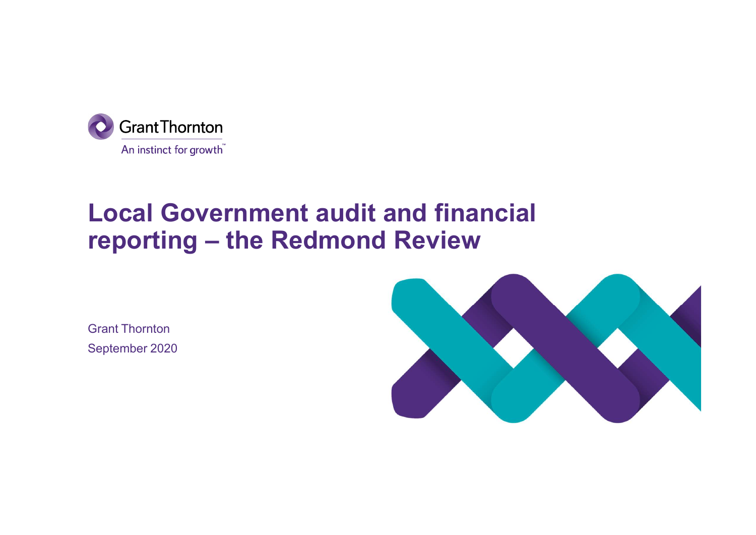Grant Thornton

An instinct for growth™

# Local Government audit and financial reporting – the Redmond Review

Grant Thornton

September 2020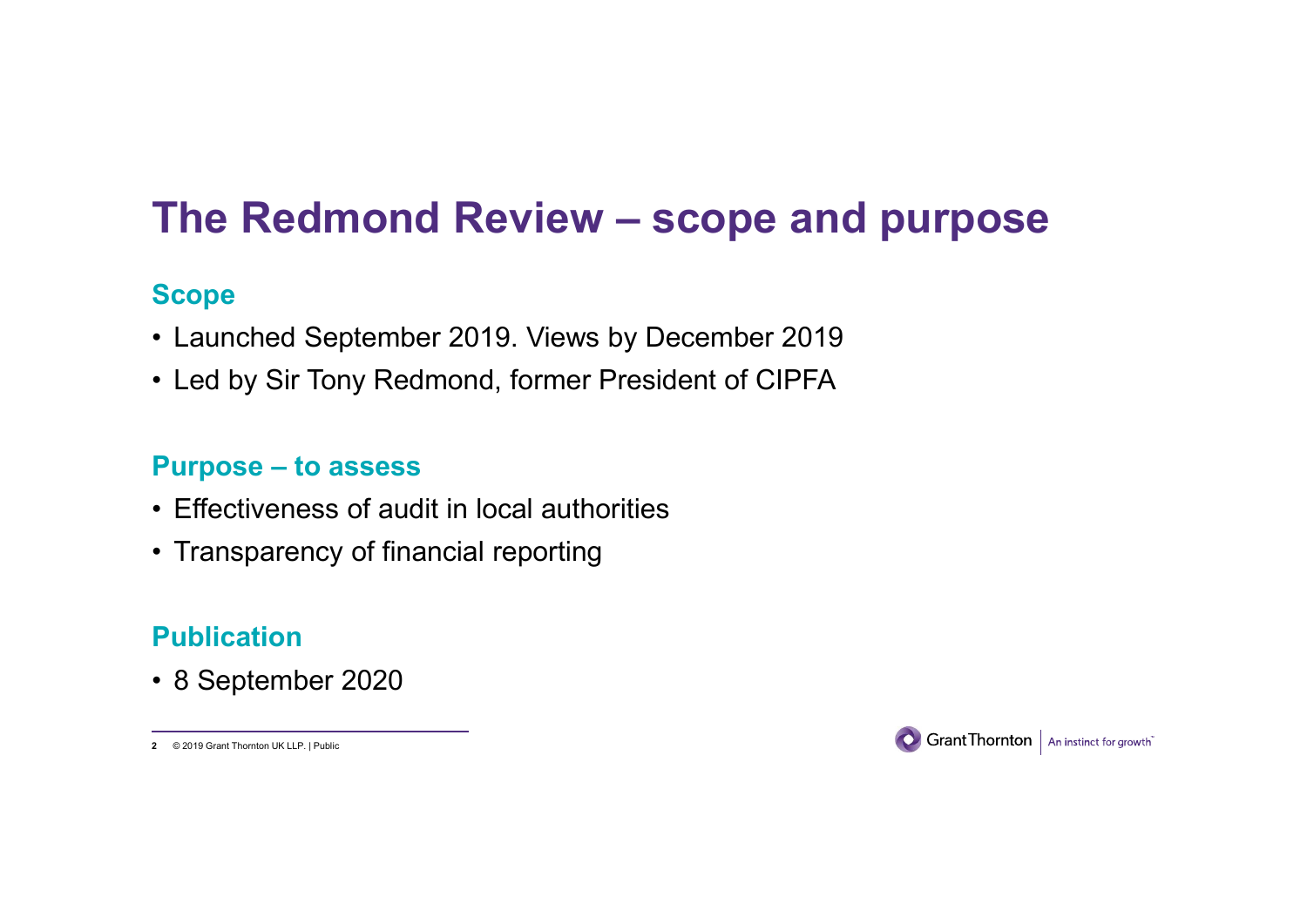# The Redmond Review – scope and purpose

## Scope

- Launched September 2019. Views by December 2019
- Led by Sir Tony Redmond, former President of CIPFA

## Purpose – to assess

- Effectiveness of audit in local authorities
- Transparency of financial reporting

## Publication

- 8 September 2020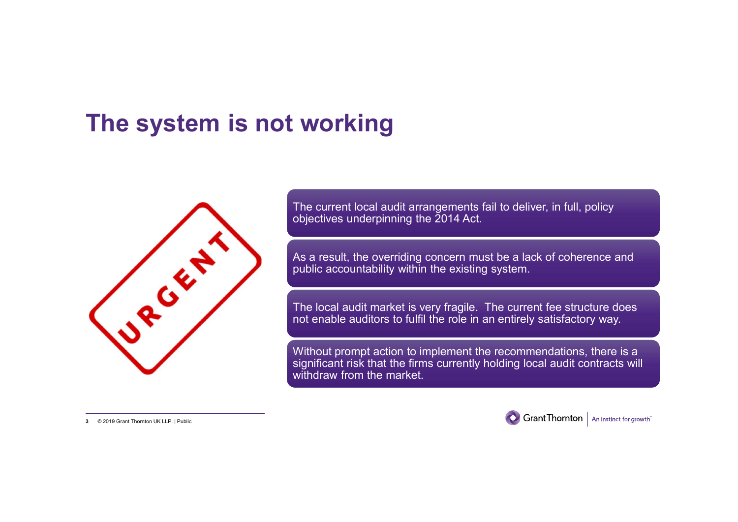# The system is not working

The current local audit arrangements fail to deliver, in full, policy objectives underpinning the 2014 Act.

As a result, the overriding concern must be a lack of coherence and public accountability within the existing system.

The local audit market is very fragile. The current fee structure does not enable auditors to fulfil the role in an entirely satisfactory way.

Without prompt action to implement the recommendations, there is a significant risk that the firms currently holding local audit contracts will withdraw from the market.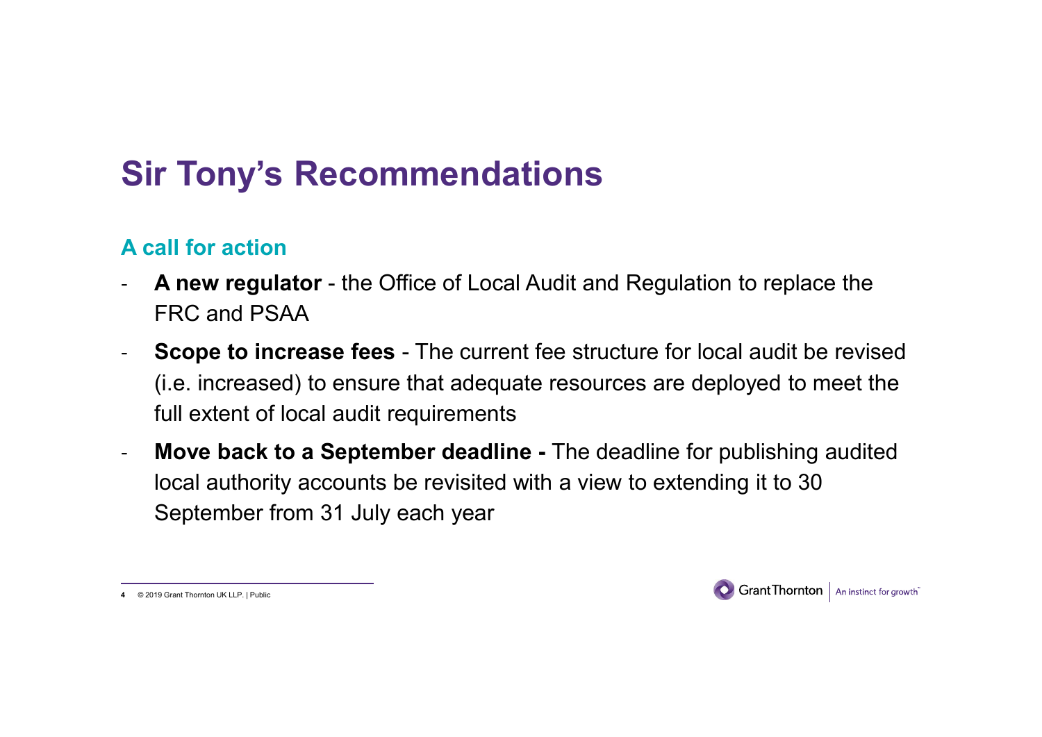# Sir Tony's Recommendations

## A call for action

- **A new regulator** - the Office of Local Audit and Regulation to replace the FRC and PSAA
- **Scope to increase fees** - The current fee structure for local audit be revised (i.e. increased) to ensure that adequate resources are deployed to meet the full extent of local audit requirements
- **Move back to a September deadline -** The deadline for publishing audited local authority accounts be revisited with a view to extending it to 30 September from 31 July each year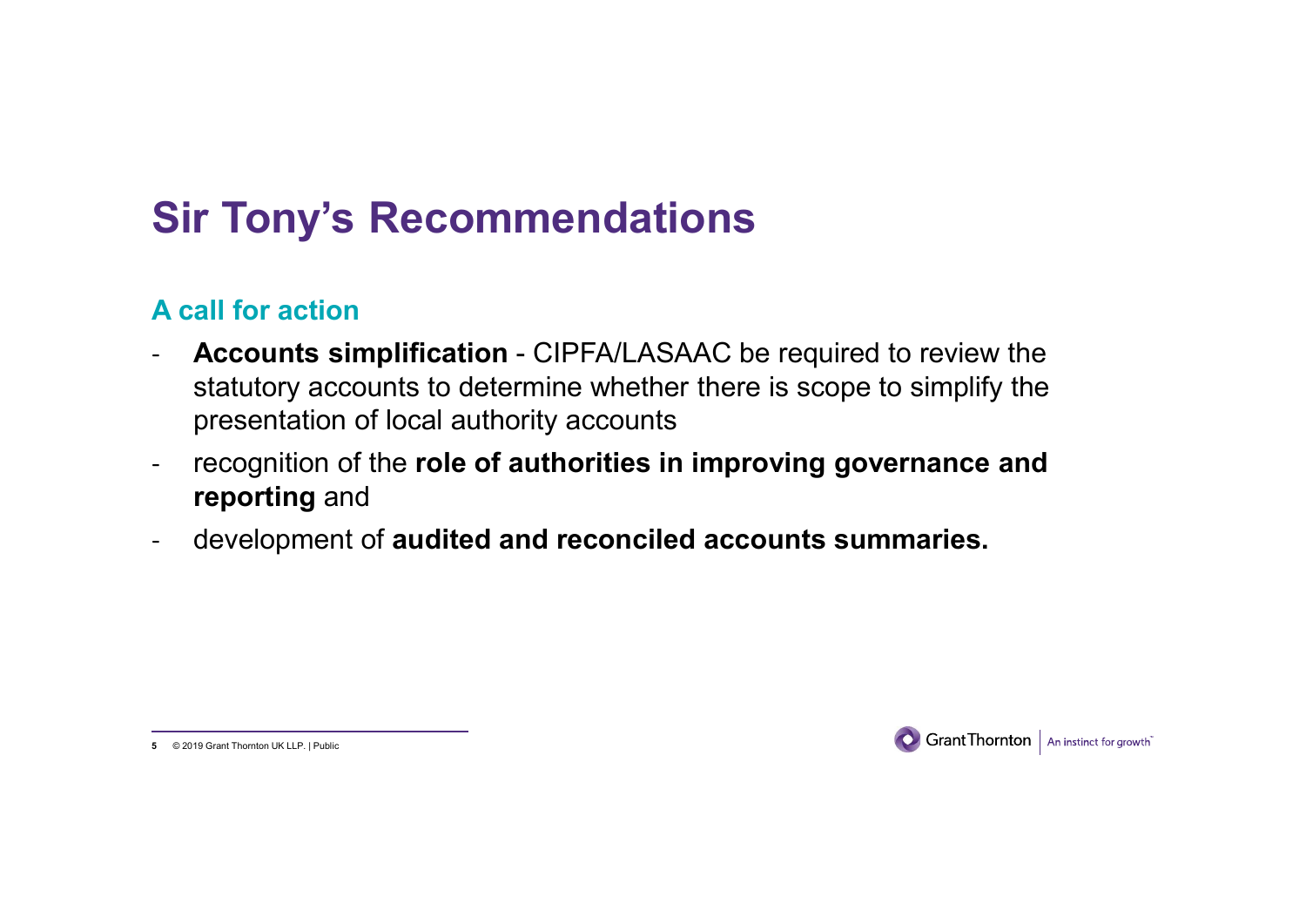# Sir Tony's Recommendations

## A call for action

- **Accounts simplification** - CIPFA/LASAAC be required to review the statutory accounts to determine whether there is scope to simplify the presentation of local authority accounts
- recognition of the **role of authorities in improving governance and reporting** and
- development of **audited and reconciled accounts summaries.**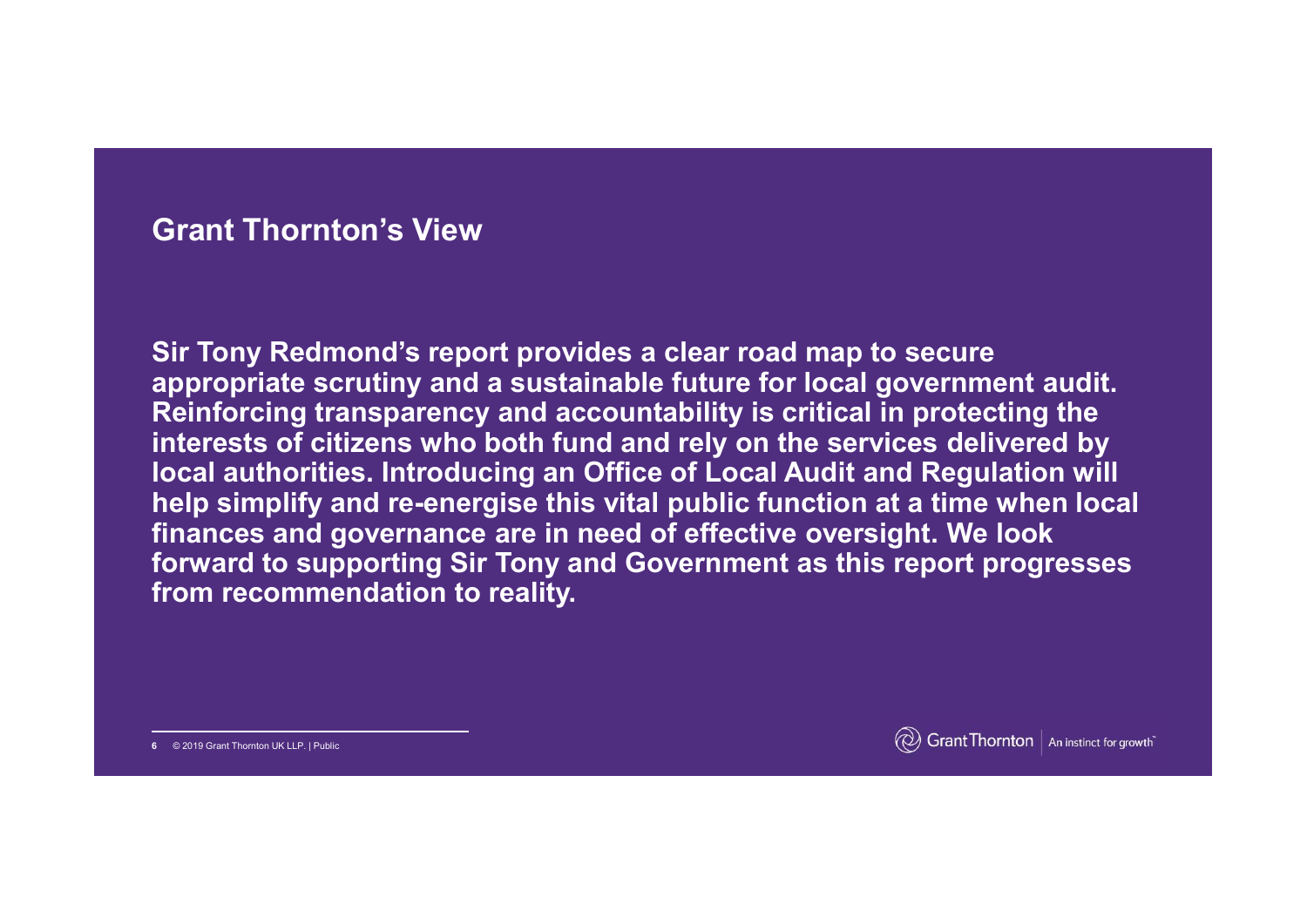## Grant Thornton's View

**Sir Tony Redmond's report provides a clear road map to secure appropriate scrutiny and a sustainable future for local government audit. Reinforcing transparency and accountability is critical in protecting the interests of citizens who both fund and rely on the services delivered by local authorities. Introducing an Office of Local Audit and Regulation will help simplify and re-energise this vital public function at a time when local finances and governance are in need of effective oversight. We look forward to supporting Sir Tony and Government as this report progresses from recommendation to reality.**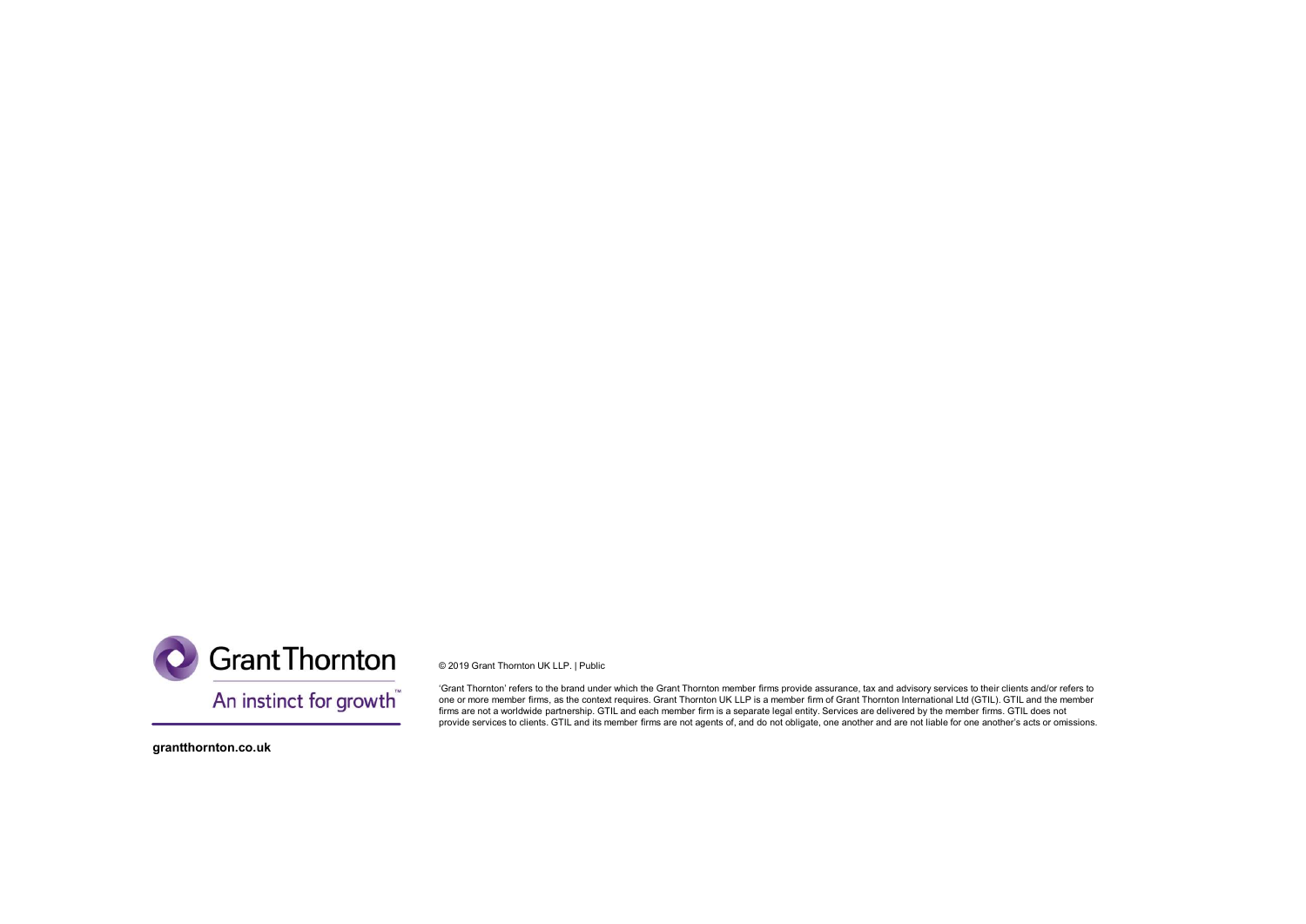Grant Thornton

An instinct for growth™

© 2019 Grant Thornton UK LLP. | Public

'Grant Thornton' refers to the brand under which the Grant Thornton member firms provide assurance, tax and advisory services to their clients and/or refers to one or more member firms, as the context requires. Grant Thornton UK LLP is a member firm of Grant Thornton International Ltd (GTIL). GTIL and the member firms are not a worldwide partnership. GTIL and each member firm is a separate legal entity. Services are delivered by the member firms. GTIL does not provide services to clients. GTIL and its member firms are not agents of, and do not obligate, one another and are not liable for one another's acts or omissions.

**grantthornton.co.uk**